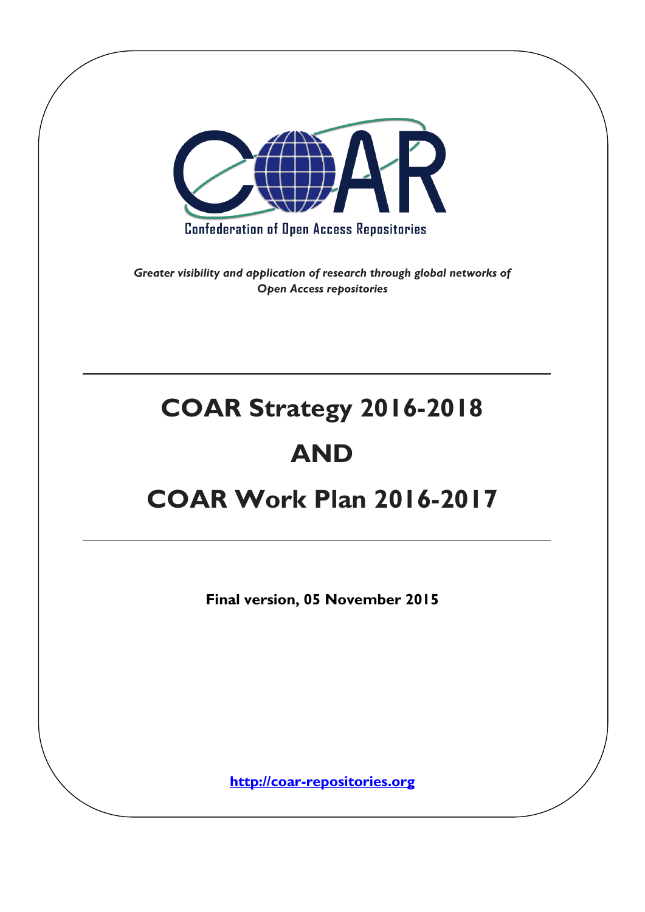Confederation of Open Access Repositories

*Greater visibility and application of research through global networks of Open Access repositories*

# COAR Strategy 2016-2018

# AND

# COAR Work Plan 2016-2017

**Final version, 05 November 2015**

[http://coar-repositories.org](http://coar-repositories.org)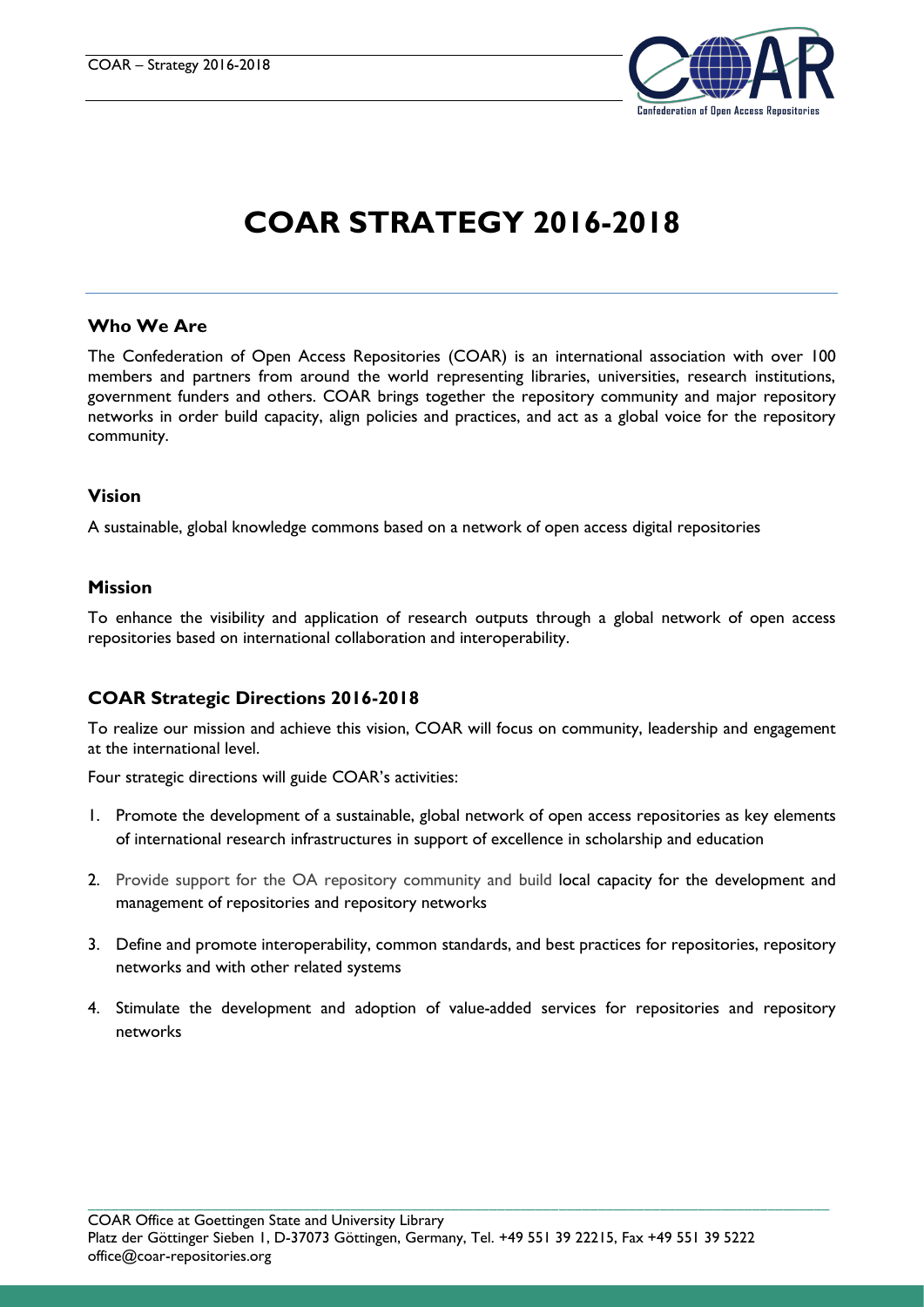# COAR STRATEGY 2016-2018

### Who We Are

The Confederation of Open Access Repositories (COAR) is an international association with over 100 members and partners from around the world representing libraries, universities, research institutions, government funders and others. COAR brings together the repository community and major repository networks in order build capacity, align policies and practices, and act as a global voice for the repository community.

### Vision

A sustainable, global knowledge commons based on a network of open access digital repositories

### Mission

To enhance the visibility and application of research outputs through a global network of open access repositories based on international collaboration and interoperability.

### COAR Strategic Directions 2016-2018

To realize our mission and achieve this vision, COAR will focus on community, leadership and engagement at the international level.

Four strategic directions will guide COAR's activities:

1. Promote the development of a sustainable, global network of open access repositories as key elements of international research infrastructures in support of excellence in scholarship and education
2. Provide support for the OA repository community and build local capacity for the development and management of repositories and repository networks
3. Define and promote interoperability, common standards, and best practices for repositories, repository networks and with other related systems
4. Stimulate the development and adoption of value-added services for repositories and repository networks

COAR Office at Goettingen State and University Library
Platz der Göttinger Sieben 1, D-37073 Göttingen, Germany, Tel. +49 551 39 22215, Fax +49 551 39 5222
office@coar-repositories.org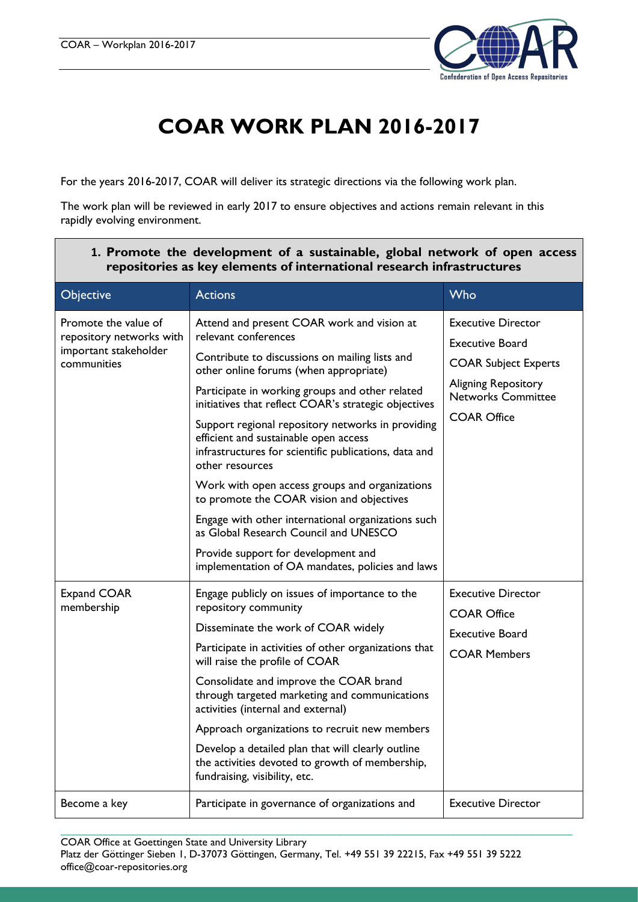# COAR WORK PLAN 2016-2017

For the years 2016-2017, COAR will deliver its strategic directions via the following work plan.

The work plan will be reviewed in early 2017 to ensure objectives and actions remain relevant in this rapidly evolving environment.

| **1. Promote the development of a sustainable, global network of open access repositories as key elements of international research infrastructures** | | |
|---|---|---|
| Objective | Actions | Who |
| Promote the value of repository networks with important stakeholder communities | Attend and present COAR work and vision at relevant conferences<br>Contribute to discussions on mailing lists and other online forums (when appropriate)<br>Participate in working groups and other related initiatives that reflect COAR's strategic objectives<br>Support regional repository networks in providing efficient and sustainable open access infrastructures for scientific publications, data and other resources<br>Work with open access groups and organizations to promote the COAR vision and objectives<br>Engage with other international organizations such as Global Research Council and UNESCO<br>Provide support for development and implementation of OA mandates, policies and laws | Executive Director<br>Executive Board<br>COAR Subject Experts<br>Aligning Repository Networks Committee<br>COAR Office |
| Expand COAR membership | Engage publicly on issues of importance to the repository community<br>Disseminate the work of COAR widely<br>Participate in activities of other organizations that will raise the profile of COAR<br>Consolidate and improve the COAR brand through targeted marketing and communications activities (internal and external)<br>Approach organizations to recruit new members<br>Develop a detailed plan that will clearly outline the activities devoted to growth of membership, fundraising, visibility, etc. | Executive Director<br>COAR Office<br>Executive Board<br>COAR Members |
| Become a key | Participate in governance of organizations and | Executive Director |

COAR Office at Goettingen State and University Library
Platz der Göttinger Sieben 1, D-37073 Göttingen, Germany, Tel. +49 551 39 22215, Fax +49 551 39 5222
office@coar-repositories.org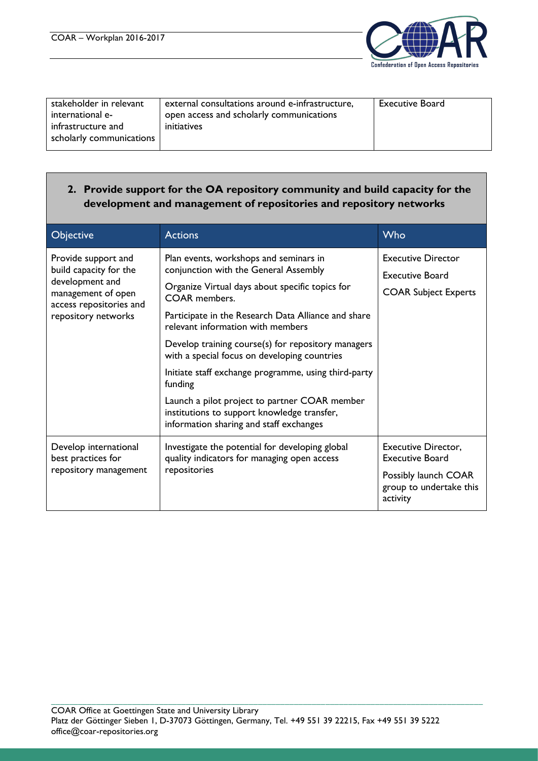| | | |
|---|---|---|
| stakeholder in relevant international e-infrastructure and scholarly communications | external consultations around e-infrastructure, open access and scholarly communications initiatives | Executive Board |

## 2. Provide support for the OA repository community and build capacity for the development and management of repositories and repository networks

| Objective | Actions | Who |
|---|---|---|
| Provide support and build capacity for the development and management of open access repositories and repository networks | Plan events, workshops and seminars in conjunction with the General Assembly<br>Organize Virtual days about specific topics for COAR members.<br>Participate in the Research Data Alliance and share relevant information with members<br>Develop training course(s) for repository managers with a special focus on developing countries<br>Initiate staff exchange programme, using third-party funding<br>Launch a pilot project to partner COAR member institutions to support knowledge transfer, information sharing and staff exchanges | Executive Director<br>Executive Board<br>COAR Subject Experts |
| Develop international best practices for repository management | Investigate the potential for developing global quality indicators for managing open access repositories | Executive Director, Executive Board<br>Possibly launch COAR group to undertake this activity |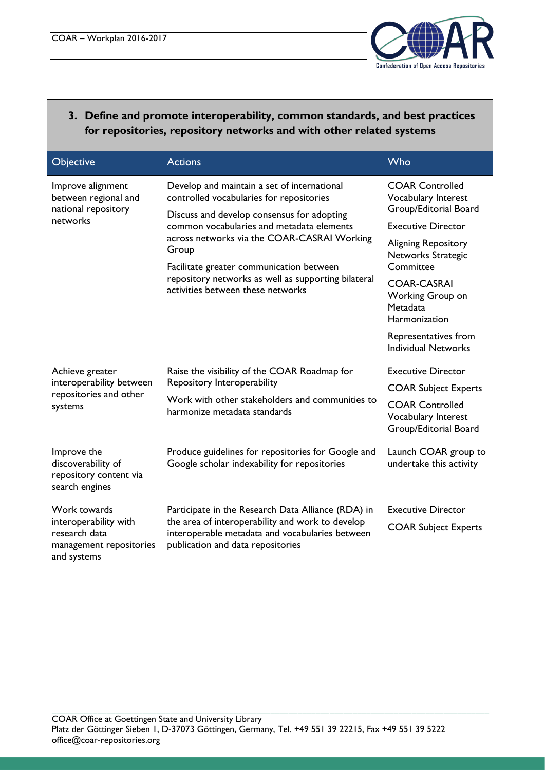### 3. Define and promote interoperability, common standards, and best practices for repositories, repository networks and with other related systems

| Objective | Actions | Who |
|---|---|---|
| Improve alignment between regional and national repository networks | Develop and maintain a set of international controlled vocabularies for repositories<br>Discuss and develop consensus for adopting common vocabularies and metadata elements across networks via the COAR-CASRAI Working Group<br>Facilitate greater communication between repository networks as well as supporting bilateral activities between these networks | COAR Controlled Vocabulary Interest Group/Editorial Board<br>Executive Director<br>Aligning Repository Networks Strategic Committee<br>COAR-CASRAI Working Group on Metadata Harmonization<br>Representatives from Individual Networks |
| Achieve greater interoperability between repositories and other systems | Raise the visibility of the COAR Roadmap for Repository Interoperability<br>Work with other stakeholders and communities to harmonize metadata standards | Executive Director<br>COAR Subject Experts<br>COAR Controlled Vocabulary Interest Group/Editorial Board |
| Improve the discoverability of repository content via search engines | Produce guidelines for repositories for Google and Google scholar indexability for repositories | Launch COAR group to undertake this activity |
| Work towards interoperability with research data management repositories and systems | Participate in the Research Data Alliance (RDA) in the area of interoperability and work to develop interoperable metadata and vocabularies between publication and data repositories | Executive Director<br>COAR Subject Experts |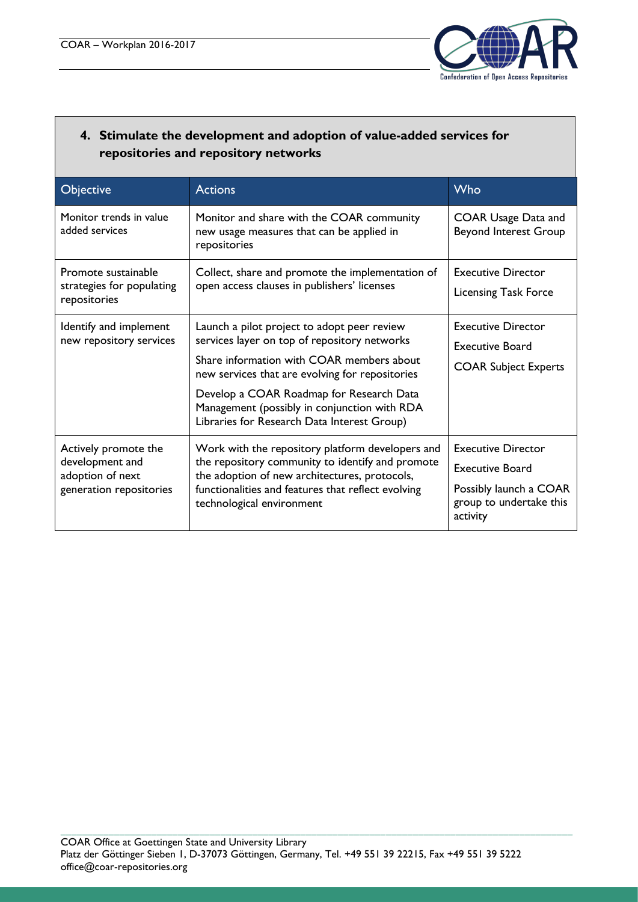## 4. Stimulate the development and adoption of value-added services for repositories and repository networks

| Objective | Actions | Who |
|---|---|---|
| Monitor trends in value added services | Monitor and share with the COAR community new usage measures that can be applied in repositories | COAR Usage Data and Beyond Interest Group |
| Promote sustainable strategies for populating repositories | Collect, share and promote the implementation of open access clauses in publishers' licenses | Executive Director<br>Licensing Task Force |
| Identify and implement new repository services | Launch a pilot project to adopt peer review services layer on top of repository networks<br>Share information with COAR members about new services that are evolving for repositories<br>Develop a COAR Roadmap for Research Data Management (possibly in conjunction with RDA Libraries for Research Data Interest Group) | Executive Director<br>Executive Board<br>COAR Subject Experts |
| Actively promote the development and adoption of next generation repositories | Work with the repository platform developers and the repository community to identify and promote the adoption of new architectures, protocols, functionalities and features that reflect evolving technological environment | Executive Director<br>Executive Board<br>Possibly launch a COAR group to undertake this activity |